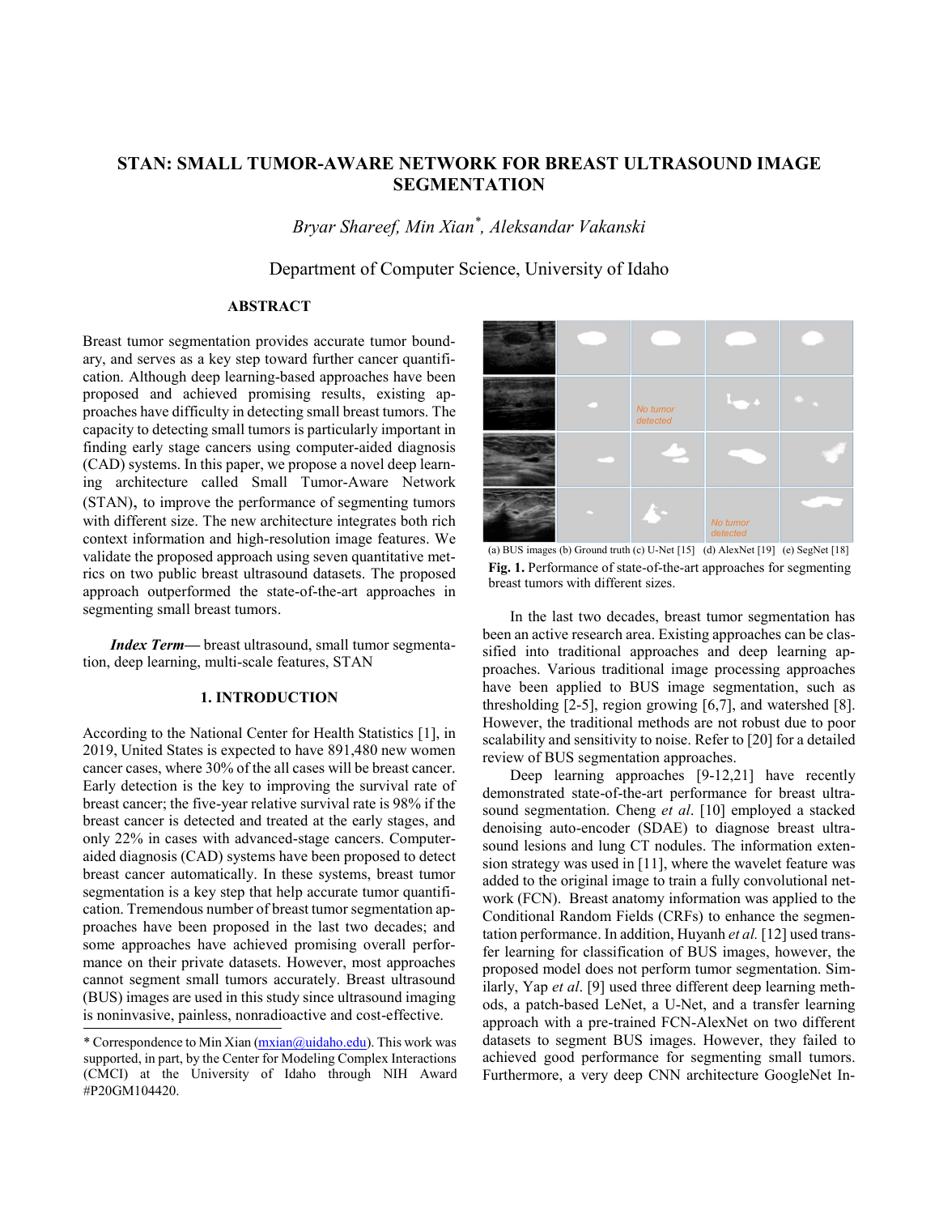# STAN: SMALL TUMOR-AWARE NETWORK FOR BREAST ULTRASOUND IMAGE SEGMENTATION

*Bryar Shareef, Min Xian*, Aleksandar Vakanski*

Department of Computer Science, University of Idaho

## ABSTRACT

Breast tumor segmentation provides accurate tumor boundary, and serves as a key step toward further cancer quantification. Although deep learning-based approaches have been proposed and achieved promising results, existing approaches have difficulty in detecting small breast tumors. The capacity to detecting small tumors is particularly important in finding early stage cancers using computer-aided diagnosis (CAD) systems. In this paper, we propose a novel deep learning architecture called Small Tumor-Aware Network (STAN), to improve the performance of segmenting tumors with different size. The new architecture integrates both rich context information and high-resolution image features. We validate the proposed approach using seven quantitative metrics on two public breast ultrasound datasets. The proposed approach outperformed the state-of-the-art approaches in segmenting small breast tumors.

***Index Term*—** breast ultrasound, small tumor segmentation, deep learning, multi-scale features, STAN

## 1. INTRODUCTION

According to the National Center for Health Statistics [1], in 2019, United States is expected to have 891,480 new women cancer cases, where 30% of the all cases will be breast cancer. Early detection is the key to improving the survival rate of breast cancer; the five-year relative survival rate is 98% if the breast cancer is detected and treated at the early stages, and only 22% in cases with advanced-stage cancers. Computer-aided diagnosis (CAD) systems have been proposed to detect breast cancer automatically. In these systems, breast tumor segmentation is a key step that help accurate tumor quantification. Tremendous number of breast tumor segmentation approaches have been proposed in the last two decades; and some approaches have achieved promising overall performance on their private datasets. However, most approaches cannot segment small tumors accurately. Breast ultrasound (BUS) images are used in this study since ultrasound imaging is noninvasive, painless, nonradioactive and cost-effective.

(a) BUS images (b) Ground truth (c) U-Net [15] (d) AlexNet [19] (e) SegNet [18]

**Fig. 1.** Performance of state-of-the-art approaches for segmenting breast tumors with different sizes.

In the last two decades, breast tumor segmentation has been an active research area. Existing approaches can be classified into traditional approaches and deep learning approaches. Various traditional image processing approaches have been applied to BUS image segmentation, such as thresholding [2-5], region growing [6,7], and watershed [8]. However, the traditional methods are not robust due to poor scalability and sensitivity to noise. Refer to [20] for a detailed review of BUS segmentation approaches.

Deep learning approaches [9-12,21] have recently demonstrated state-of-the-art performance for breast ultrasound segmentation. Cheng *et al*. [10] employed a stacked denoising auto-encoder (SDAE) to diagnose breast ultrasound lesions and lung CT nodules. The information extension strategy was used in [11], where the wavelet feature was added to the original image to train a fully convolutional network (FCN). Breast anatomy information was applied to the Conditional Random Fields (CRFs) to enhance the segmentation performance. In addition, Huyanh *et al.* [12] used transfer learning for classification of BUS images, however, the proposed model does not perform tumor segmentation. Similarly, Yap *et al*. [9] used three different deep learning methods, a patch-based LeNet, a U-Net, and a transfer learning approach with a pre-trained FCN-AlexNet on two different datasets to segment BUS images. However, they failed to achieved good performance for segmenting small tumors. Furthermore, a very deep CNN architecture GoogleNet In-

\* Correspondence to Min Xian (mxian@uidaho.edu). This work was supported, in part, by the Center for Modeling Complex Interactions (CMCI) at the University of Idaho through NIH Award #P20GM104420.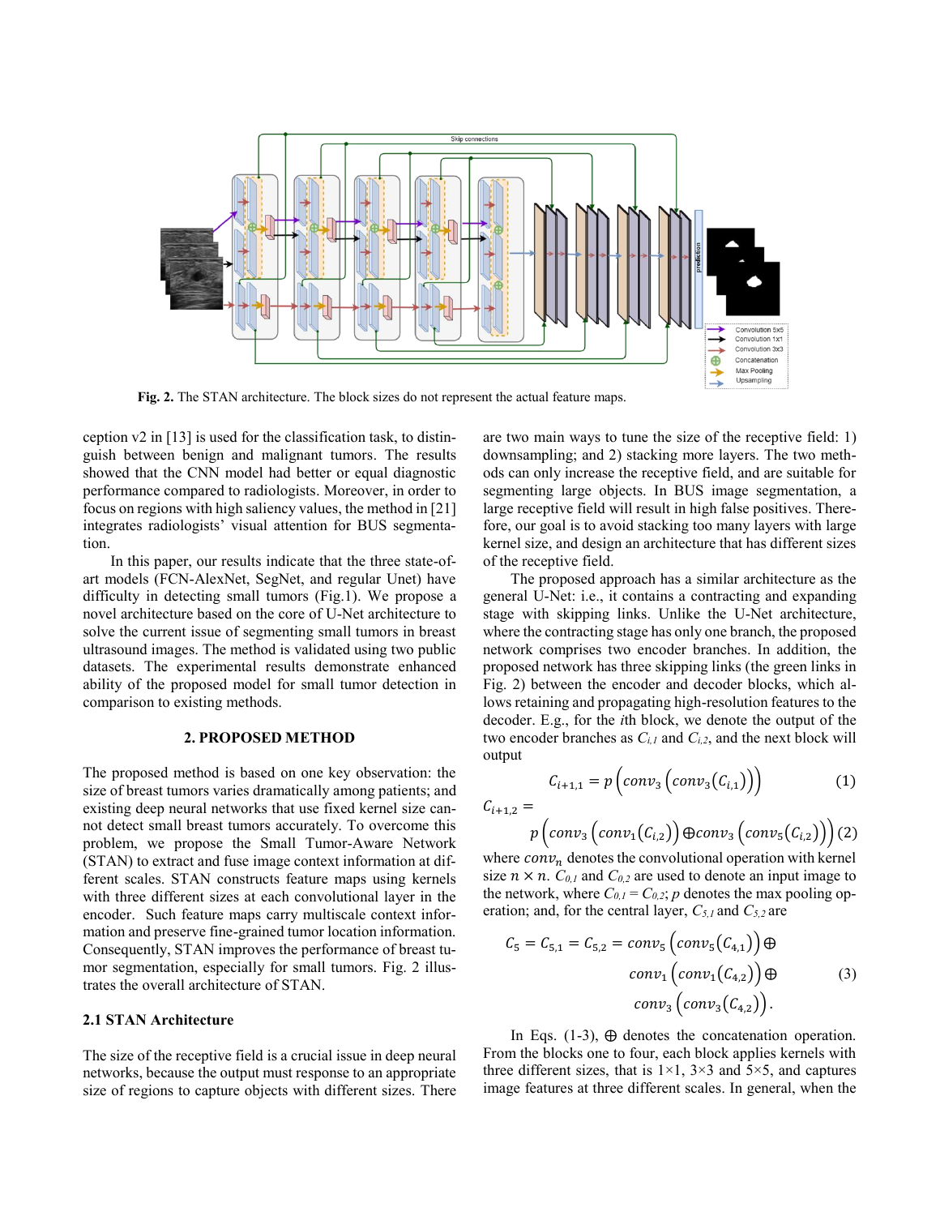Fig. 2. The STAN architecture. The block sizes do not represent the actual feature maps.

ception v2 in [13] is used for the classification task, to distinguish between benign and malignant tumors. The results showed that the CNN model had better or equal diagnostic performance compared to radiologists. Moreover, in order to focus on regions with high saliency values, the method in [21] integrates radiologists' visual attention for BUS segmentation.

In this paper, our results indicate that the three state-of-art models (FCN-AlexNet, SegNet, and regular Unet) have difficulty in detecting small tumors (Fig.1). We propose a novel architecture based on the core of U-Net architecture to solve the current issue of segmenting small tumors in breast ultrasound images. The method is validated using two public datasets. The experimental results demonstrate enhanced ability of the proposed model for small tumor detection in comparison to existing methods.

## 2. PROPOSED METHOD

The proposed method is based on one key observation: the size of breast tumors varies dramatically among patients; and existing deep neural networks that use fixed kernel size cannot detect small breast tumors accurately. To overcome this problem, we propose the Small Tumor-Aware Network (STAN) to extract and fuse image context information at different scales. STAN constructs feature maps using kernels with three different sizes at each convolutional layer in the encoder. Such feature maps carry multiscale context information and preserve fine-grained tumor location information. Consequently, STAN improves the performance of breast tumor segmentation, especially for small tumors. Fig. 2 illustrates the overall architecture of STAN.

### 2.1 STAN Architecture

The size of the receptive field is a crucial issue in deep neural networks, because the output must response to an appropriate size of regions to capture objects with different sizes. There are two main ways to tune the size of the receptive field: 1) downsampling; and 2) stacking more layers. The two methods can only increase the receptive field, and are suitable for segmenting large objects. In BUS image segmentation, a large receptive field will result in high false positives. Therefore, our goal is to avoid stacking too many layers with large kernel size, and design an architecture that has different sizes of the receptive field.

The proposed approach has a similar architecture as the general U-Net: i.e., it contains a contracting and expanding stage with skipping links. Unlike the U-Net architecture, where the contracting stage has only one branch, the proposed network comprises two encoder branches. In addition, the proposed network has three skipping links (the green links in Fig. 2) between the encoder and decoder blocks, which allows retaining and propagating high-resolution features to the decoder. E.g., for the *i*th block, we denote the output of the two encoder branches as $C_{i,1}$ and $C_{i,2}$, and the next block will output

$$C_{i+1,1} = p\left(conv_3\left(conv_3(C_{i,1})\right)\right) \tag{1}$$

$$C_{i+1,2} = p\left(conv_3\left(conv_1(C_{i,2})\right) \oplus conv_3\left(conv_5(C_{i,2})\right)\right) \tag{2}$$

where $conv_n$ denotes the convolutional operation with kernel size $n \times n$. $C_{0,1}$ and $C_{0,2}$ are used to denote an input image to the network, where $C_{0,1} = C_{0,2}$; $p$ denotes the max pooling operation; and, for the central layer, $C_{5,1}$ and $C_{5,2}$ are

$$\begin{aligned} C_5 = C_{5,1} = C_{5,2} = conv_5\left(conv_5(C_{4,1})\right) \oplus \\ conv_1\left(conv_1(C_{4,2})\right) \oplus \\ conv_3\left(conv_3(C_{4,2})\right). \end{aligned} \tag{3}$$

In Eqs. (1-3), $\oplus$ denotes the concatenation operation. From the blocks one to four, each blocks applies kernels with three different sizes, that is 1×1, 3×3 and 5×5, and captures image features at three different scales. In general, when the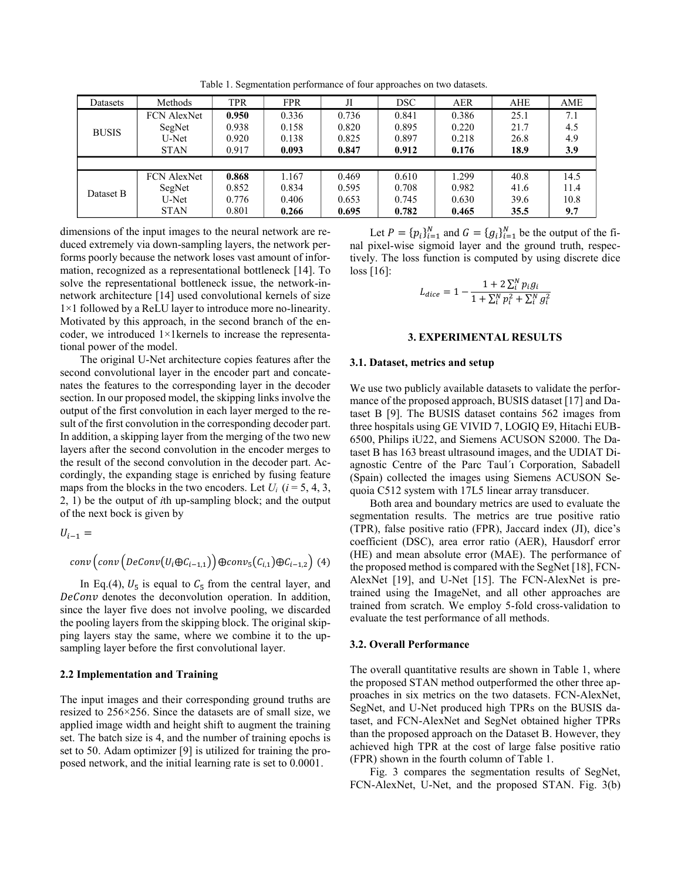Table 1. Segmentation performance of four approaches on two datasets.

| Datasets | Methods | TPR | FPR | JI | DSC | AER | AHE | AME |
|---|---|---|---|---|---|---|---|---|
| BUSIS | FCN AlexNet | **0.950** | 0.336 | 0.736 | 0.841 | 0.386 | 25.1 | 7.1 |
| | SegNet | 0.938 | 0.158 | 0.820 | 0.895 | 0.220 | 21.7 | 4.5 |
| | U-Net | 0.920 | 0.138 | 0.825 | 0.897 | 0.218 | 26.8 | 4.9 |
| | STAN | 0.917 | **0.093** | **0.847** | **0.912** | **0.176** | **18.9** | **3.9** |
| Dataset B | FCN AlexNet | **0.868** | 1.167 | 0.469 | 0.610 | 1.299 | 40.8 | 14.5 |
| | SegNet | 0.852 | 0.834 | 0.595 | 0.708 | 0.982 | 41.6 | 11.4 |
| | U-Net | 0.776 | 0.406 | 0.653 | 0.745 | 0.630 | 39.6 | 10.8 |
| | STAN | 0.801 | **0.266** | **0.695** | **0.782** | **0.465** | **35.5** | **9.7** |

dimensions of the input images to the neural network are reduced extremely via down-sampling layers, the network performs poorly because the network loses vast amount of information, recognized as a representational bottleneck [14]. To solve the representational bottleneck issue, the network-in-network architecture [14] used convolutional kernels of size 1×1 followed by a ReLU layer to introduce more no-linearity. Motivated by this approach, in the second branch of the encoder, we introduced 1×1kernels to increase the representational power of the model.

The original U-Net architecture copies features after the second convolutional layer in the encoder part and concatenates the features to the corresponding layer in the decoder section. In our proposed model, the skipping links involve the output of the first convolution in each layer merged to the result of the first convolution in the corresponding decoder part. In addition, a skipping layer from the merging of the two new layers after the second convolution in the encoder merges to the result of the second convolution in the decoder part. Accordingly, the expanding stage is enriched by fusing feature maps from the blocks in the two encoders. Let $U_i$ ($i$ = 5, 4, 3, 2, 1) be the output of $i$th up-sampling block; and the output of the next bock is given by

$$U_{i-1} = conv\left(conv\left(DeConv\left(U_i \oplus C_{i-1,1}\right)\right) \oplus conv_5\left(C_{i,1}\right) \oplus C_{i-1,2}\right) \quad (4)$$

In Eq.(4), $U_5$ is equal to $C_5$ from the central layer, and $DeConv$ denotes the deconvolution operation. In addition, since the layer five does not involve pooling, we discarded the pooling layers from the skipping block. The original skipping layers stay the same, where we combine it to the up-sampling layer before the first convolutional layer.

### 2.2 Implementation and Training

The input images and their corresponding ground truths are resized to 256×256. Since the datasets are of small size, we applied image width and height shift to augment the training set. The batch size is 4, and the number of training epochs is set to 50. Adam optimizer [9] is utilized for training the proposed network, and the initial learning rate is set to 0.0001.

Let $P = \{p_i\}_{i=1}^N$ and $G = \{g_i\}_{i=1}^N$ be the output of the final pixel-wise sigmoid layer and the ground truth, respectively. The loss function is computed by using discrete dice loss [16]:

$$L_{dice} = 1 - \frac{1 + 2\sum_i^N p_i g_i}{1 + \sum_i^N p_i^2 + \sum_i^N g_i^2}$$

## 3. EXPERIMENTAL RESULTS

### 3.1. Dataset, metrics and setup

We use two publicly available datasets to validate the performance of the proposed approach, BUSIS dataset [17] and Dataset B [9]. The BUSIS dataset contains 562 images from three hospitals using GE VIVID 7, LOGIQ E9, Hitachi EUB-6500, Philips iU22, and Siemens ACUSON S2000. The Dataset B has 163 breast ultrasound images, and the UDIAT Diagnostic Centre of the Parc Taul´ı Corporation, Sabadell (Spain) collected the images using Siemens ACUSON Sequoia C512 system with 17L5 linear array transducer.

Both area and boundary metrics are used to evaluate the segmentation results. The metrics are true positive ratio (TPR), false positive ratio (FPR), Jaccard index (JI), dice's coefficient (DSC), area error ratio (AER), Hausdorf error (HE) and mean absolute error (MAE). The performance of the proposed method is compared with the SegNet [18], FCN-AlexNet [19], and U-Net [15]. The FCN-AlexNet is pretrained using the ImageNet, and all other approaches are trained from scratch. We employ 5-fold cross-validation to evaluate the test performance of all methods.

### 3.2. Overall Performance

The overall quantitative results are shown in Table 1, where the proposed STAN method outperformed the other three approaches in six metrics on the two datasets. FCN-AlexNet, SegNet, and U-Net produced high TPRs on the BUSIS dataset, and FCN-AlexNet and SegNet obtained higher TPRs than the proposed approach on the Dataset B. However, they achieved high TPR at the cost of large false positive ratio (FPR) shown in the fourth column of Table 1.

Fig. 3 compares the segmentation results of SegNet, FCN-AlexNet, U-Net, and the proposed STAN. Fig. 3(b)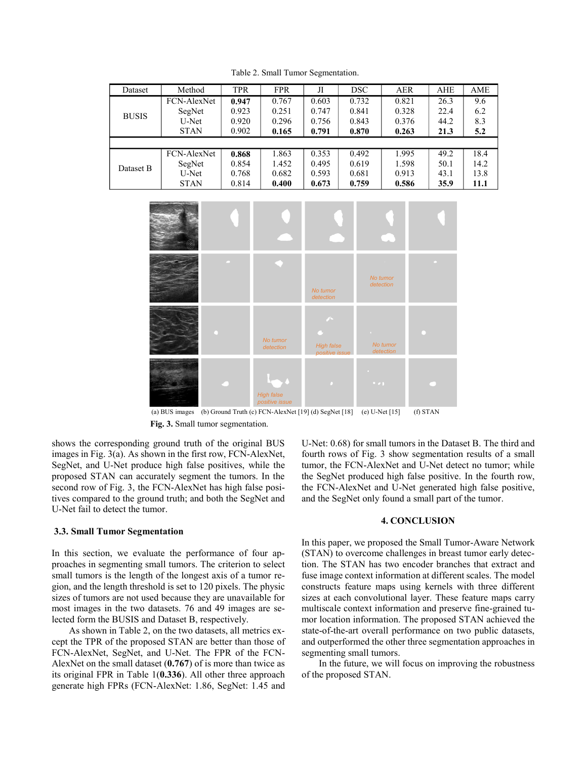Table 2. Small Tumor Segmentation.

| Dataset | Method | TPR | FPR | JI | DSC | AER | AHE | AME |
|---|---|---|---|---|---|---|---|---|
| BUSIS | FCN-AlexNet | **0.947** | 0.767 | 0.603 | 0.732 | 0.821 | 26.3 | 9.6 |
| | SegNet | 0.923 | 0.251 | 0.747 | 0.841 | 0.328 | 22.4 | 6.2 |
| | U-Net | 0.920 | 0.296 | 0.756 | 0.843 | 0.376 | 44.2 | 8.3 |
| | STAN | 0.902 | **0.165** | **0.791** | **0.870** | **0.263** | **21.3** | **5.2** |
| Dataset B | FCN-AlexNet | **0.868** | 1.863 | 0.353 | 0.492 | 1.995 | 49.2 | 18.4 |
| | SegNet | 0.854 | 1.452 | 0.495 | 0.619 | 1.598 | 50.1 | 14.2 |
| | U-Net | 0.768 | 0.682 | 0.593 | 0.681 | 0.913 | 43.1 | 13.8 |
| | STAN | 0.814 | **0.400** | **0.673** | **0.759** | **0.586** | **35.9** | **11.1** |

(a) BUS images (b) Ground Truth (c) FCN-AlexNet [19] (d) SegNet [18] (e) U-Net [15] (f) STAN

**Fig. 3.** Small tumor segmentation.

shows the corresponding ground truth of the original BUS images in Fig. 3(a). As shown in the first row, FCN-AlexNet, SegNet, and U-Net produce high false positives, while the proposed STAN can accurately segment the tumors. In the second row of Fig. 3, the FCN-AlexNet has high false positives compared to the ground truth; and both the SegNet and U-Net fail to detect the tumor.

### 3.3. Small Tumor Segmentation

In this section, we evaluate the performance of four approaches in segmenting small tumors. The criterion to select small tumors is the length of the longest axis of a tumor region, and the length threshold is set to 120 pixels. The physic sizes of tumors are not used because they are unavailable for most images in the two datasets. 76 and 49 images are selected form the BUSIS and Dataset B, respectively.

As shown in Table 2, on the two datasets, all metrics except the TPR of the proposed STAN are better than those of FCN-AlexNet, SegNet, and U-Net. The FPR of the FCN-AlexNet on the small dataset (**0.767**) of is more than twice as its original FPR in Table 1(**0.336**). All other three approach generate high FPRs (FCN-AlexNet: 1.86, SegNet: 1.45 and U-Net: 0.68) for small tumors in the Dataset B. The third and fourth rows of Fig. 3 show segmentation results of a small tumor, the FCN-AlexNet and U-Net detect no tumor; while the SegNet produced high false positive. In the fourth row, the FCN-AlexNet and U-Net generated high false positive, and the SegNet only found a small part of the tumor.

## 4. CONCLUSION

In this paper, we proposed the Small Tumor-Aware Network (STAN) to overcome challenges in breast tumor early detection. The STAN has two encoder branches that extract and fuse image context information at different scales. The model constructs feature maps using kernels with three different sizes at each convolutional layer. These feature maps carry multiscale context information and preserve fine-grained tumor location information. The proposed STAN achieved the state-of-the-art overall performance on two public datasets, and outperformed the other three segmentation approaches in segmenting small tumors.

In the future, we will focus on improving the robustness of the proposed STAN.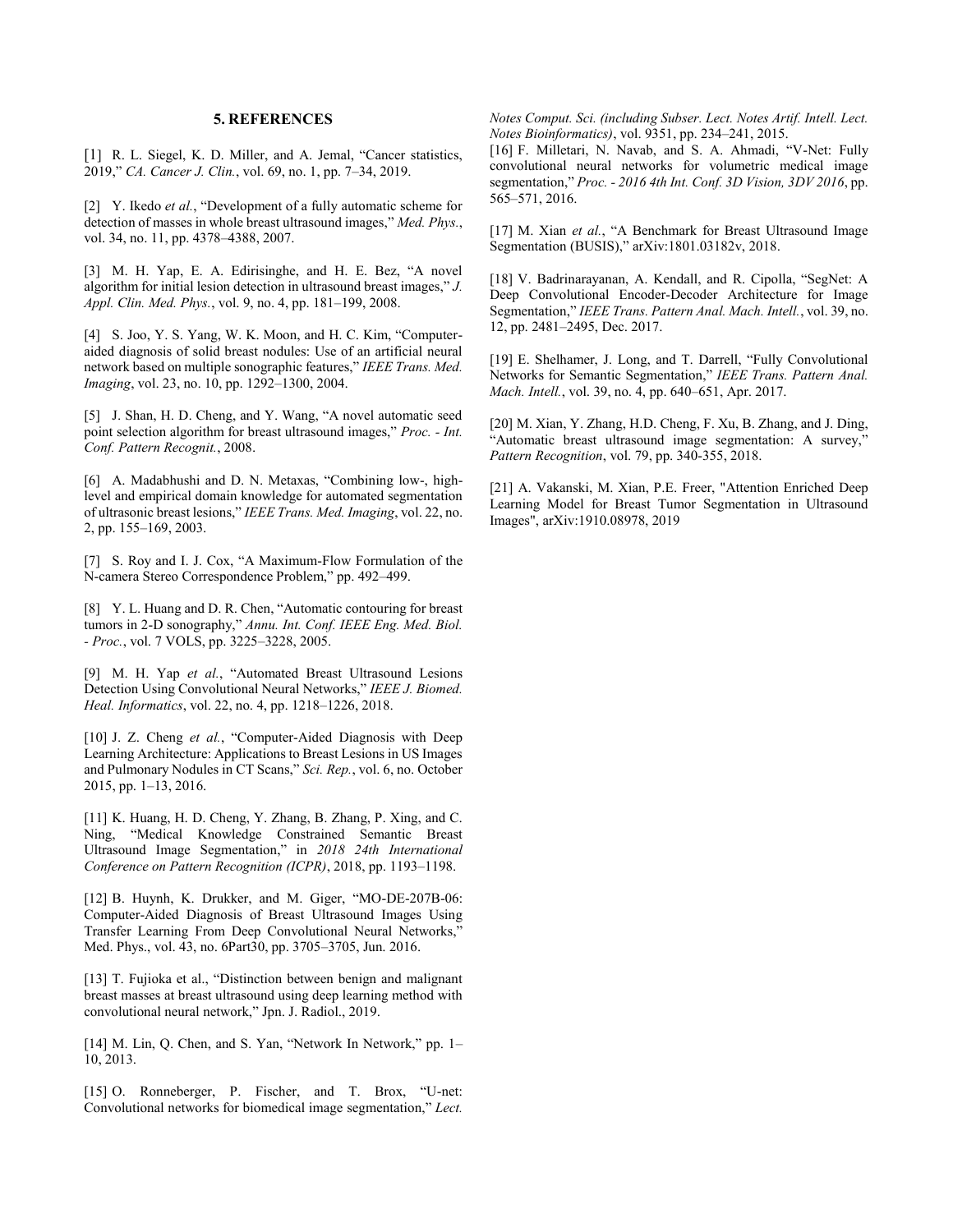## 5. REFERENCES

[1] R. L. Siegel, K. D. Miller, and A. Jemal, "Cancer statistics, 2019," *CA. Cancer J. Clin.*, vol. 69, no. 1, pp. 7–34, 2019.

[2] Y. Ikedo *et al.*, "Development of a fully automatic scheme for detection of masses in whole breast ultrasound images," *Med. Phys.*, vol. 34, no. 11, pp. 4378–4388, 2007.

[3] M. H. Yap, E. A. Edirisinghe, and H. E. Bez, "A novel algorithm for initial lesion detection in ultrasound breast images," *J. Appl. Clin. Med. Phys.*, vol. 9, no. 4, pp. 181–199, 2008.

[4] S. Joo, Y. S. Yang, W. K. Moon, and H. C. Kim, "Computer-aided diagnosis of solid breast nodules: Use of an artificial neural network based on multiple sonographic features," *IEEE Trans. Med. Imaging*, vol. 23, no. 10, pp. 1292–1300, 2004.

[5] J. Shan, H. D. Cheng, and Y. Wang, "A novel automatic seed point selection algorithm for breast ultrasound images," *Proc. - Int. Conf. Pattern Recognit.*, 2008.

[6] A. Madabhushi and D. N. Metaxas, "Combining low-, high-level and empirical domain knowledge for automated segmentation of ultrasonic breast lesions," *IEEE Trans. Med. Imaging*, vol. 22, no. 2, pp. 155–169, 2003.

[7] S. Roy and I. J. Cox, "A Maximum-Flow Formulation of the N-camera Stereo Correspondence Problem," pp. 492–499.

[8] Y. L. Huang and D. R. Chen, "Automatic contouring for breast tumors in 2-D sonography," *Annu. Int. Conf. IEEE Eng. Med. Biol. - Proc.*, vol. 7 VOLS, pp. 3225–3228, 2005.

[9] M. H. Yap *et al.*, "Automated Breast Ultrasound Lesions Detection Using Convolutional Neural Networks," *IEEE J. Biomed. Heal. Informatics*, vol. 22, no. 4, pp. 1218–1226, 2018.

[10] J. Z. Cheng *et al.*, "Computer-Aided Diagnosis with Deep Learning Architecture: Applications to Breast Lesions in US Images and Pulmonary Nodules in CT Scans," *Sci. Rep.*, vol. 6, no. October 2015, pp. 1–13, 2016.

[11] K. Huang, H. D. Cheng, Y. Zhang, B. Zhang, P. Xing, and C. Ning, "Medical Knowledge Constrained Semantic Breast Ultrasound Image Segmentation," in *2018 24th International Conference on Pattern Recognition (ICPR)*, 2018, pp. 1193–1198.

[12] B. Huynh, K. Drukker, and M. Giger, "MO-DE-207B-06: Computer-Aided Diagnosis of Breast Ultrasound Images Using Transfer Learning From Deep Convolutional Neural Networks," Med. Phys., vol. 43, no. 6Part30, pp. 3705–3705, Jun. 2016.

[13] T. Fujioka et al., "Distinction between benign and malignant breast masses at breast ultrasound using deep learning method with convolutional neural network," Jpn. J. Radiol., 2019.

[14] M. Lin, Q. Chen, and S. Yan, "Network In Network," pp. 1–10, 2013.

[15] O. Ronneberger, P. Fischer, and T. Brox, "U-net: Convolutional networks for biomedical image segmentation," *Lect. Notes Comput. Sci. (including Subser. Lect. Notes Artif. Intell. Lect. Notes Bioinformatics)*, vol. 9351, pp. 234–241, 2015.

[16] F. Milletari, N. Navab, and S. A. Ahmadi, "V-Net: Fully convolutional neural networks for volumetric medical image segmentation," *Proc. - 2016 4th Int. Conf. 3D Vision, 3DV 2016*, pp. 565–571, 2016.

[17] M. Xian *et al.*, "A Benchmark for Breast Ultrasound Image Segmentation (BUSIS)," arXiv:1801.03182v, 2018.

[18] V. Badrinarayanan, A. Kendall, and R. Cipolla, "SegNet: A Deep Convolutional Encoder-Decoder Architecture for Image Segmentation," *IEEE Trans. Pattern Anal. Mach. Intell.*, vol. 39, no. 12, pp. 2481–2495, Dec. 2017.

[19] E. Shelhamer, J. Long, and T. Darrell, "Fully Convolutional Networks for Semantic Segmentation," *IEEE Trans. Pattern Anal. Mach. Intell.*, vol. 39, no. 4, pp. 640–651, Apr. 2017.

[20] M. Xian, Y. Zhang, H.D. Cheng, F. Xu, B. Zhang, and J. Ding, "Automatic breast ultrasound image segmentation: A survey," *Pattern Recognition*, vol. 79, pp. 340-355, 2018.

[21] A. Vakanski, M. Xian, P.E. Freer, "Attention Enriched Deep Learning Model for Breast Tumor Segmentation in Ultrasound Images", arXiv:1910.08978, 2019